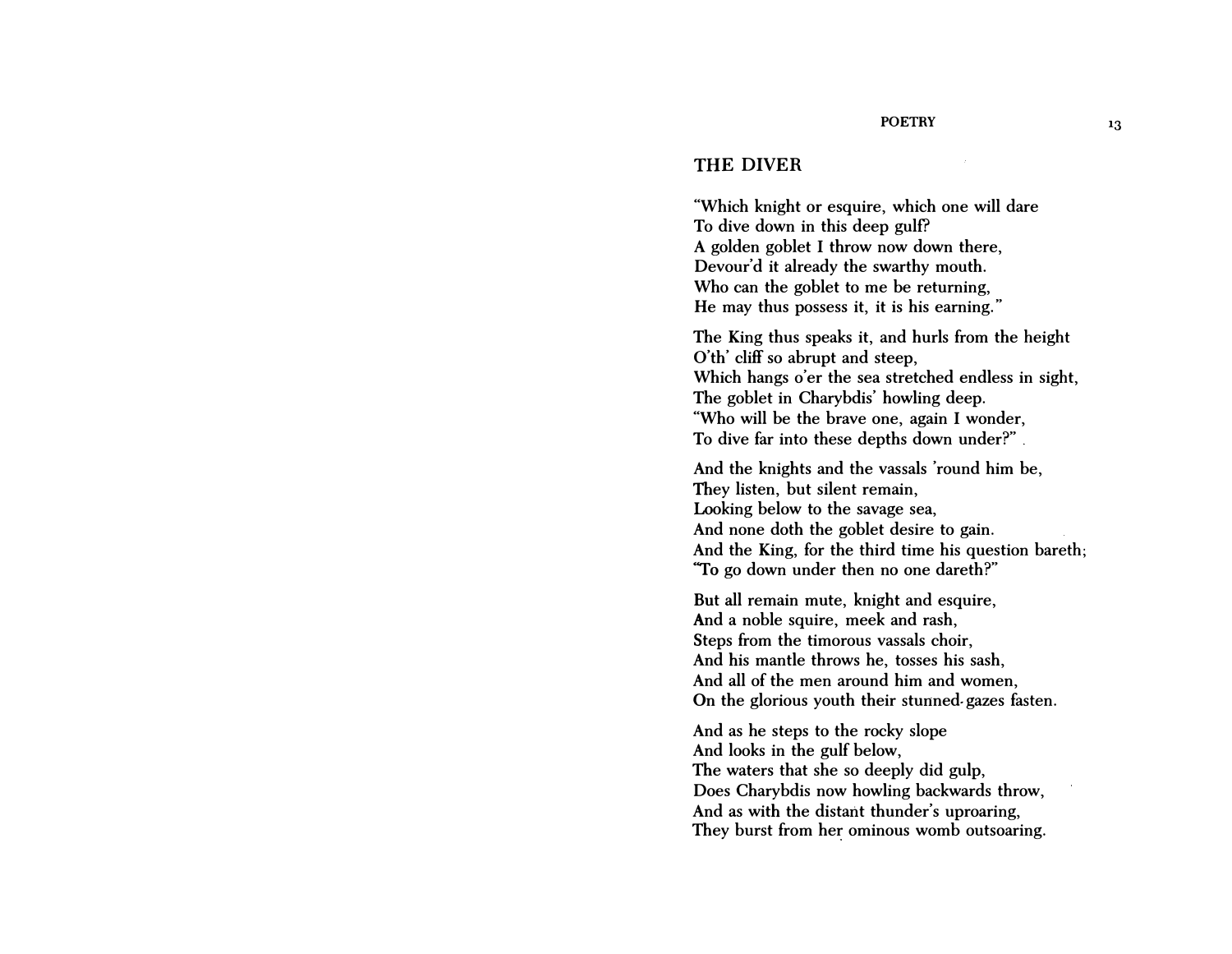## THE DIVER

"Which knight or esquire, which one will dare
To dive down in this deep gulf?
A golden goblet I throw now down there,
Devour'd it already the swarthy mouth.
Who can the goblet to me be returning,
He may thus possess it, it is his earning."

The King thus speaks it, and hurls from the height
O'th' cliff so abrupt and steep,
Which hangs o'er the sea stretched endless in sight,
The goblet in Charybdis' howling deep.
"Who will be the brave one, again I wonder,
To dive far into these depths down under?"

And the knights and the vassals 'round him be,
They listen, but silent remain,
Looking below to the savage sea,
And none doth the goblet desire to gain.
And the King, for the third time his question bareth;
"To go down under then no one dareth?"

But all remain mute, knight and esquire,
And a noble squire, meek and rash,
Steps from the timorous vassals choir,
And his mantle throws he, tosses his sash,
And all of the men around him and women,
On the glorious youth their stunned-gazes fasten.

And as he steps to the rocky slope
And looks in the gulf below,
The waters that she so deeply did gulp,
Does Charybdis now howling backwards throw,
And as with the distant thunder's uproaring,
They burst from her ominous womb outsoaring.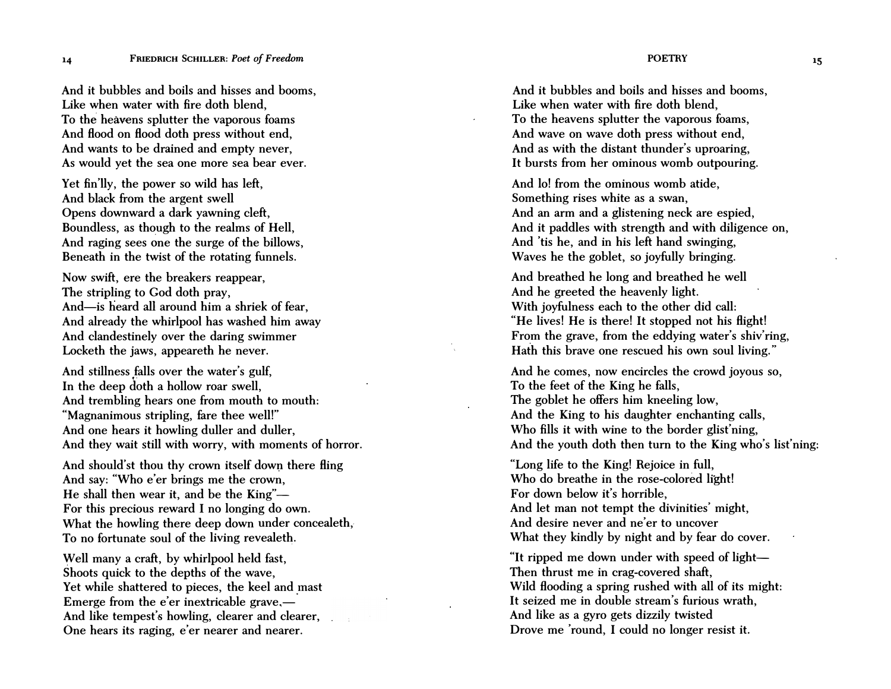And it bubbles and boils and hisses and booms,
Like when water with fire doth blend,
To the heavens splutter the vaporous foams
And flood on flood doth press without end,
And wants to be drained and empty never,
As would yet the sea one more sea bear ever.

Yet fin'lly, the power so wild has left,
And black from the argent swell
Opens downward a dark yawning cleft,
Boundless, as though to the realms of Hell,
And raging sees one the surge of the billows,
Beneath in the twist of the rotating funnels.

Now swift, ere the breakers reappear,
The stripling to God doth pray,
And—is heard all around him a shriek of fear,
And already the whirlpool has washed him away
And clandestinely over the daring swimmer
Locketh the jaws, appeareth he never.

And stillness falls over the water's gulf,
In the deep doth a hollow roar swell,
And trembling hears one from mouth to mouth:
"Magnanimous stripling, fare thee well!"
And one hears it howling duller and duller,
And they wait still with worry, with moments of horror.

And should'st thou thy crown itself down there fling
And say: "Who e'er brings me the crown,
He shall then wear it, and be the King"—
For this precious reward I no longing do own.
What the howling there deep down under concealeth,
To no fortunate soul of the living revealeth.

Well many a craft, by whirlpool held fast,
Shoots quick to the depths of the wave,
Yet while shattered to pieces, the keel and mast
Emerge from the e'er inextricable grave,—
And like tempest's howling, clearer and clearer,
One hears its raging, e'er nearer and nearer.

And it bubbles and boils and hisses and booms,
Like when water with fire doth blend,
To the heavens splutter the vaporous foams,
And wave on wave doth press without end,
And as with the distant thunder's uproaring,
It bursts from her ominous womb outpouring.

And lo! from the ominous womb atide,
Something rises white as a swan,
And an arm and a glistening neck are espied,
And it paddles with strength and with diligence on,
And 'tis he, and in his left hand swinging,
Waves he the goblet, so joyfully bringing.

And breathed he long and breathed he well
And he greeted the heavenly light.
With joyfulness each to the other did call:
"He lives! He is there! It stopped not his flight!
From the grave, from the eddying water's shiv'ring,
Hath this brave one rescued his own soul living."

And he comes, now encircles the crowd joyous so,
To the feet of the King he falls,
The goblet he offers him kneeling low,
And the King to his daughter enchanting calls,
Who fills it with wine to the border glist'ning,
And the youth doth then turn to the King who's list'ning:

"Long life to the King! Rejoice in full,
Who do breathe in the rose-colored light!
For down below it's horrible,
And let man not tempt the divinities' might,
And desire never and ne'er to uncover
What they kindly by night and by fear do cover.

"It ripped me down under with speed of light—
Then thrust me in crag-covered shaft,
Wild flooding a spring rushed with all of its might:
It seized me in double stream's furious wrath,
And like as a gyro gets dizzily twisted
Drove me 'round, I could no longer resist it.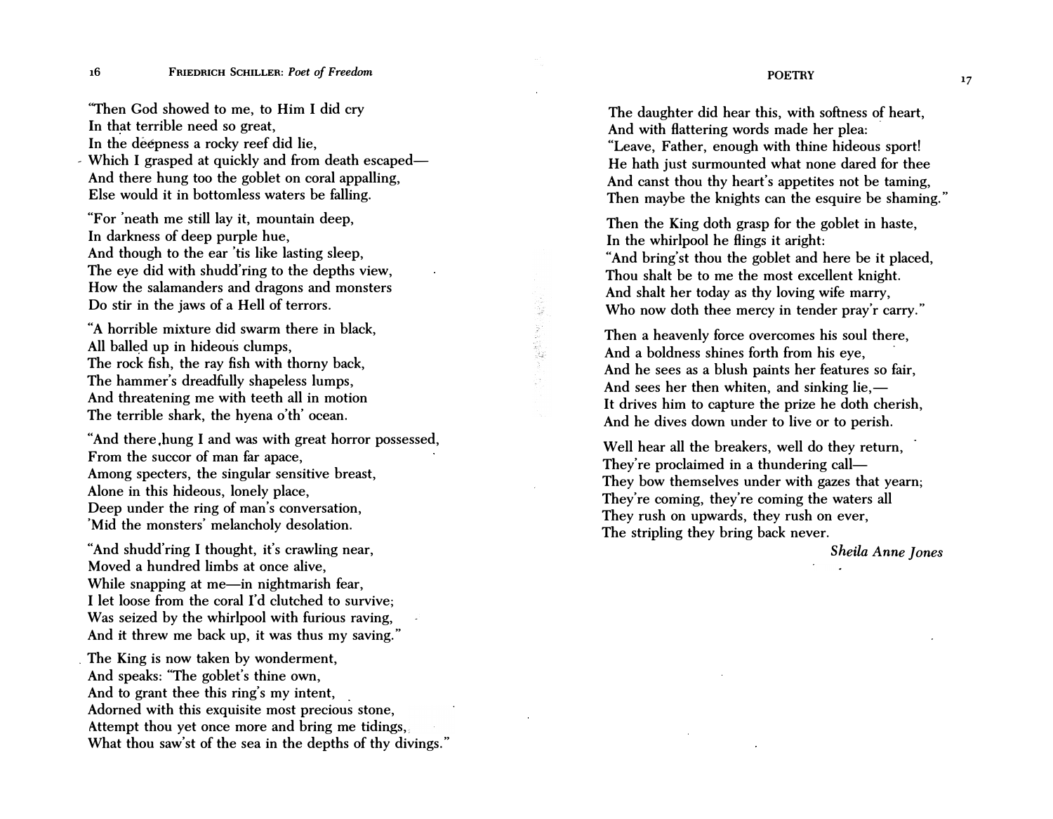"Then God showed to me, to Him I did cry
In that terrible need so great,
In the deepness a rocky reef did lie,
Which I grasped at quickly and from death escaped—
And there hung too the goblet on coral appalling,
Else would it in bottomless waters be falling.

"For 'neath me still lay it, mountain deep,
In darkness of deep purple hue,
And though to the ear 'tis like lasting sleep,
The eye did with shudd'ring to the depths view,
How the salamanders and dragons and monsters
Do stir in the jaws of a Hell of terrors.

"A horrible mixture did swarm there in black,
All balled up in hideous clumps,
The rock fish, the ray fish with thorny back,
The hammer's dreadfully shapeless lumps,
And threatening me with teeth all in motion
The terrible shark, the hyena o'th' ocean.

"And there hung I and was with great horror possessed,
From the succor of man far apace,
Among specters, the singular sensitive breast,
Alone in this hideous, lonely place,
Deep under the ring of man's conversation,
'Mid the monsters' melancholy desolation.

"And shudd'ring I thought, it's crawling near,
Moved a hundred limbs at once alive,
While snapping at me—in nightmarish fear,
I let loose from the coral I'd clutched to survive;
Was seized by the whirlpool with furious raving,
And it threw me back up, it was thus my saving."

The King is now taken by wonderment,
And speaks: "The goblet's thine own,
And to grant thee this ring's my intent,
Adorned with this exquisite most precious stone,
Attempt thou yet once more and bring me tidings,
What thou saw'st of the sea in the depths of thy divings."

The daughter did hear this, with softness of heart,
And with flattering words made her plea:
"Leave, Father, enough with thine hideous sport!
He hath just surmounted what none dared for thee
And canst thou thy heart's appetites not be taming,
Then maybe the knights can the esquire be shaming."

Then the King doth grasp for the goblet in haste,
In the whirlpool he flings it aright:
"And bring'st thou the goblet and here be it placed,
Thou shalt be to me the most excellent knight.
And shalt her today as thy loving wife marry,
Who now doth thee mercy in tender pray'r carry."

Then a heavenly force overcomes his soul there,
And a boldness shines forth from his eye,
And he sees as a blush paints her features so fair,
And sees her then whiten, and sinking lie,—
It drives him to capture the prize he doth cherish,
And he dives down under to live or to perish.

Well hear all the breakers, well do they return,
They're proclaimed in a thundering call—
They bow themselves under with gazes that yearn;
They're coming, they're coming the waters all
They rush on upwards, they rush on ever,
The stripling they bring back never.

*Sheila Anne Jones*